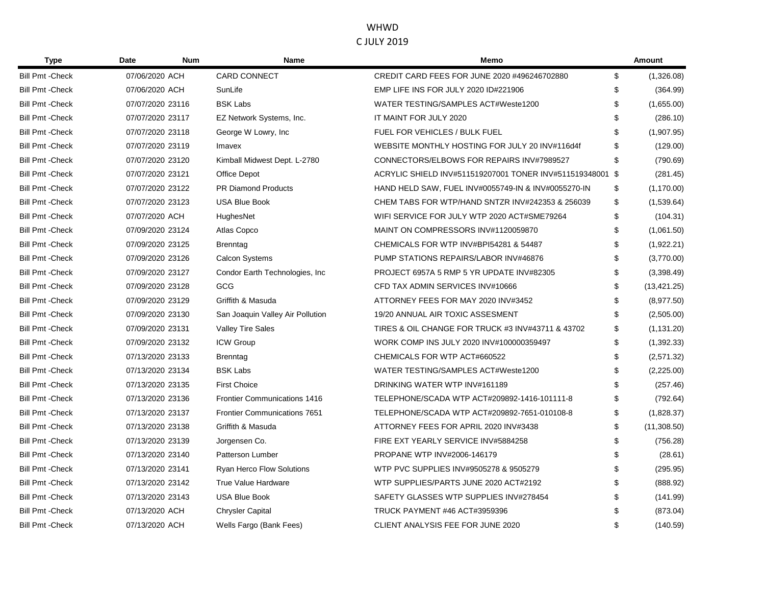# WHWD

## C JULY 2019

| Type | Date | Num | Name | Memo | | Amount |
|---|---|---|---|---|---|---|
| Bill Pmt -Check | 07/06/2020 | ACH | CARD CONNECT | CREDIT CARD FEES FOR JUNE 2020 #496246702880 | $ | (1,326.08) |
| Bill Pmt -Check | 07/06/2020 | ACH | SunLife | EMP LIFE INS FOR JULY 2020 ID#221906 | $ | (364.99) |
| Bill Pmt -Check | 07/07/2020 | 23116 | BSK Labs | WATER TESTING/SAMPLES ACT#Weste1200 | $ | (1,655.00) |
| Bill Pmt -Check | 07/07/2020 | 23117 | EZ Network Systems, Inc. | IT MAINT FOR JULY 2020 | $ | (286.10) |
| Bill Pmt -Check | 07/07/2020 | 23118 | George W Lowry, Inc | FUEL FOR VEHICLES / BULK FUEL | $ | (1,907.95) |
| Bill Pmt -Check | 07/07/2020 | 23119 | Imavex | WEBSITE MONTHLY HOSTING FOR JULY 20 INV#116d4f | $ | (129.00) |
| Bill Pmt -Check | 07/07/2020 | 23120 | Kimball Midwest Dept. L-2780 | CONNECTORS/ELBOWS FOR REPAIRS INV#7989527 | $ | (790.69) |
| Bill Pmt -Check | 07/07/2020 | 23121 | Office Depot | ACRYLIC SHIELD INV#511519207001 TONER INV#511519348001 | $ | (281.45) |
| Bill Pmt -Check | 07/07/2020 | 23122 | PR Diamond Products | HAND HELD SAW, FUEL INV#0055749-IN & INV#0055270-IN | $ | (1,170.00) |
| Bill Pmt -Check | 07/07/2020 | 23123 | USA Blue Book | CHEM TABS FOR WTP/HAND SNTZR INV#242353 & 256039 | $ | (1,539.64) |
| Bill Pmt -Check | 07/07/2020 | ACH | HughesNet | WIFI SERVICE FOR JULY WTP 2020 ACT#SME79264 | $ | (104.31) |
| Bill Pmt -Check | 07/09/2020 | 23124 | Atlas Copco | MAINT ON COMPRESSORS INV#1120059870 | $ | (1,061.50) |
| Bill Pmt -Check | 07/09/2020 | 23125 | Brenntag | CHEMICALS FOR WTP INV#BPI54281 & 54487 | $ | (1,922.21) |
| Bill Pmt -Check | 07/09/2020 | 23126 | Calcon Systems | PUMP STATIONS REPAIRS/LABOR INV#46876 | $ | (3,770.00) |
| Bill Pmt -Check | 07/09/2020 | 23127 | Condor Earth Technologies, Inc | PROJECT 6957A 5 RMP 5 YR UPDATE INV#82305 | $ | (3,398.49) |
| Bill Pmt -Check | 07/09/2020 | 23128 | GCG | CFD TAX ADMIN SERVICES INV#10666 | $ | (13,421.25) |
| Bill Pmt -Check | 07/09/2020 | 23129 | Griffith & Masuda | ATTORNEY FEES FOR MAY 2020 INV#3452 | $ | (8,977.50) |
| Bill Pmt -Check | 07/09/2020 | 23130 | San Joaquin Valley Air Pollution | 19/20 ANNUAL AIR TOXIC ASSESMENT | $ | (2,505.00) |
| Bill Pmt -Check | 07/09/2020 | 23131 | Valley Tire Sales | TIRES & OIL CHANGE FOR TRUCK #3 INV#43711 & 43702 | $ | (1,131.20) |
| Bill Pmt -Check | 07/09/2020 | 23132 | ICW Group | WORK COMP INS JULY 2020 INV#100000359497 | $ | (1,392.33) |
| Bill Pmt -Check | 07/13/2020 | 23133 | Brenntag | CHEMICALS FOR WTP ACT#660522 | $ | (2,571.32) |
| Bill Pmt -Check | 07/13/2020 | 23134 | BSK Labs | WATER TESTING/SAMPLES ACT#Weste1200 | $ | (2,225.00) |
| Bill Pmt -Check | 07/13/2020 | 23135 | First Choice | DRINKING WATER WTP INV#161189 | $ | (257.46) |
| Bill Pmt -Check | 07/13/2020 | 23136 | Frontier Communications 1416 | TELEPHONE/SCADA WTP ACT#209892-1416-101111-8 | $ | (792.64) |
| Bill Pmt -Check | 07/13/2020 | 23137 | Frontier Communications 7651 | TELEPHONE/SCADA WTP ACT#209892-7651-010108-8 | $ | (1,828.37) |
| Bill Pmt -Check | 07/13/2020 | 23138 | Griffith & Masuda | ATTORNEY FEES FOR APRIL 2020 INV#3438 | $ | (11,308.50) |
| Bill Pmt -Check | 07/13/2020 | 23139 | Jorgensen Co. | FIRE EXT YEARLY SERVICE INV#5884258 | $ | (756.28) |
| Bill Pmt -Check | 07/13/2020 | 23140 | Patterson Lumber | PROPANE WTP INV#2006-146179 | $ | (28.61) |
| Bill Pmt -Check | 07/13/2020 | 23141 | Ryan Herco Flow Solutions | WTP PVC SUPPLIES INV#9505278 & 9505279 | $ | (295.95) |
| Bill Pmt -Check | 07/13/2020 | 23142 | True Value Hardware | WTP SUPPLIES/PARTS JUNE 2020 ACT#2192 | $ | (888.92) |
| Bill Pmt -Check | 07/13/2020 | 23143 | USA Blue Book | SAFETY GLASSES WTP SUPPLIES INV#278454 | $ | (141.99) |
| Bill Pmt -Check | 07/13/2020 | ACH | Chrysler Capital | TRUCK PAYMENT #46 ACT#3959396 | $ | (873.04) |
| Bill Pmt -Check | 07/13/2020 | ACH | Wells Fargo (Bank Fees) | CLIENT ANALYSIS FEE FOR JUNE 2020 | $ | (140.59) |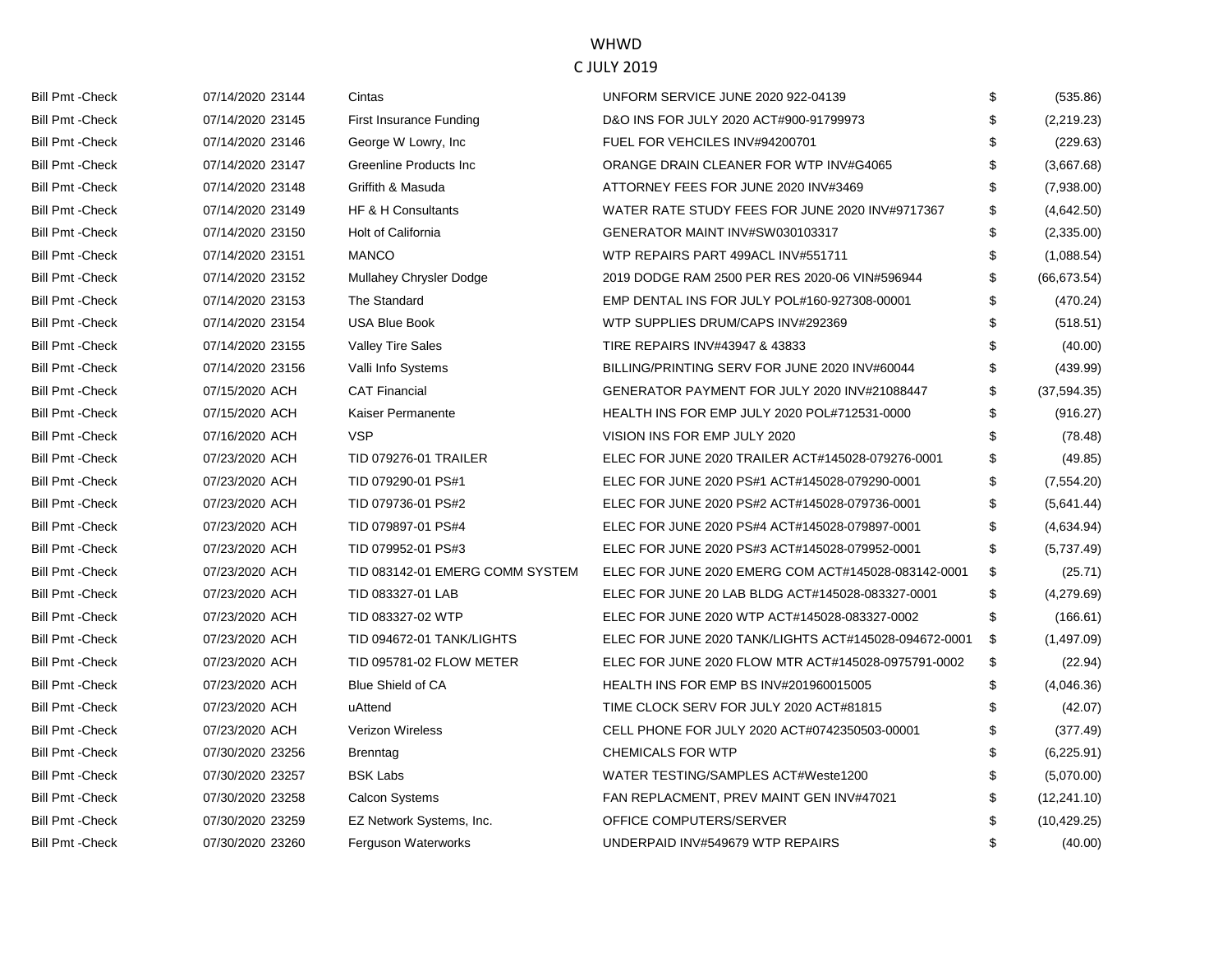WHWD

C JULY 2019

| | | | | | |
|---|---|---|---|---|---|
| Bill Pmt -Check | 07/14/2020 23144 | Cintas | UNFORM SERVICE JUNE 2020 922-04139 | $ | (535.86) |
| Bill Pmt -Check | 07/14/2020 23145 | First Insurance Funding | D&O INS FOR JULY 2020 ACT#900-91799973 | $ | (2,219.23) |
| Bill Pmt -Check | 07/14/2020 23146 | George W Lowry, Inc | FUEL FOR VEHCILES INV#94200701 | $ | (229.63) |
| Bill Pmt -Check | 07/14/2020 23147 | Greenline Products Inc | ORANGE DRAIN CLEANER FOR WTP INV#G4065 | $ | (3,667.68) |
| Bill Pmt -Check | 07/14/2020 23148 | Griffith & Masuda | ATTORNEY FEES FOR JUNE 2020 INV#3469 | $ | (7,938.00) |
| Bill Pmt -Check | 07/14/2020 23149 | HF & H Consultants | WATER RATE STUDY FEES FOR JUNE 2020 INV#9717367 | $ | (4,642.50) |
| Bill Pmt -Check | 07/14/2020 23150 | Holt of California | GENERATOR MAINT INV#SW030103317 | $ | (2,335.00) |
| Bill Pmt -Check | 07/14/2020 23151 | MANCO | WTP REPAIRS PART 499ACL INV#551711 | $ | (1,088.54) |
| Bill Pmt -Check | 07/14/2020 23152 | Mullahey Chrysler Dodge | 2019 DODGE RAM 2500 PER RES 2020-06 VIN#596944 | $ | (66,673.54) |
| Bill Pmt -Check | 07/14/2020 23153 | The Standard | EMP DENTAL INS FOR JULY POL#160-927308-00001 | $ | (470.24) |
| Bill Pmt -Check | 07/14/2020 23154 | USA Blue Book | WTP SUPPLIES DRUM/CAPS INV#292369 | $ | (518.51) |
| Bill Pmt -Check | 07/14/2020 23155 | Valley Tire Sales | TIRE REPAIRS INV#43947 & 43833 | $ | (40.00) |
| Bill Pmt -Check | 07/14/2020 23156 | Valli Info Systems | BILLING/PRINTING SERV FOR JUNE 2020 INV#60044 | $ | (439.99) |
| Bill Pmt -Check | 07/15/2020 ACH | CAT Financial | GENERATOR PAYMENT FOR JULY 2020 INV#21088447 | $ | (37,594.35) |
| Bill Pmt -Check | 07/15/2020 ACH | Kaiser Permanente | HEALTH INS FOR EMP JULY 2020 POL#712531-0000 | $ | (916.27) |
| Bill Pmt -Check | 07/16/2020 ACH | VSP | VISION INS FOR EMP JULY 2020 | $ | (78.48) |
| Bill Pmt -Check | 07/23/2020 ACH | TID 079276-01 TRAILER | ELEC FOR JUNE 2020 TRAILER ACT#145028-079276-0001 | $ | (49.85) |
| Bill Pmt -Check | 07/23/2020 ACH | TID 079290-01 PS#1 | ELEC FOR JUNE 2020 PS#1 ACT#145028-079290-0001 | $ | (7,554.20) |
| Bill Pmt -Check | 07/23/2020 ACH | TID 079736-01 PS#2 | ELEC FOR JUNE 2020 PS#2 ACT#145028-079736-0001 | $ | (5,641.44) |
| Bill Pmt -Check | 07/23/2020 ACH | TID 079897-01 PS#4 | ELEC FOR JUNE 2020 PS#4 ACT#145028-079897-0001 | $ | (4,634.94) |
| Bill Pmt -Check | 07/23/2020 ACH | TID 079952-01 PS#3 | ELEC FOR JUNE 2020 PS#3 ACT#145028-079952-0001 | $ | (5,737.49) |
| Bill Pmt -Check | 07/23/2020 ACH | TID 083142-01 EMERG COMM SYSTEM | ELEC FOR JUNE 2020 EMERG COM ACT#145028-083142-0001 | $ | (25.71) |
| Bill Pmt -Check | 07/23/2020 ACH | TID 083327-01 LAB | ELEC FOR JUNE 20 LAB BLDG ACT#145028-083327-0001 | $ | (4,279.69) |
| Bill Pmt -Check | 07/23/2020 ACH | TID 083327-02 WTP | ELEC FOR JUNE 2020 WTP ACT#145028-083327-0002 | $ | (166.61) |
| Bill Pmt -Check | 07/23/2020 ACH | TID 094672-01 TANK/LIGHTS | ELEC FOR JUNE 2020 TANK/LIGHTS ACT#145028-094672-0001 | $ | (1,497.09) |
| Bill Pmt -Check | 07/23/2020 ACH | TID 095781-02 FLOW METER | ELEC FOR JUNE 2020 FLOW MTR ACT#145028-0975791-0002 | $ | (22.94) |
| Bill Pmt -Check | 07/23/2020 ACH | Blue Shield of CA | HEALTH INS FOR EMP BS INV#201960015005 | $ | (4,046.36) |
| Bill Pmt -Check | 07/23/2020 ACH | uAttend | TIME CLOCK SERV FOR JULY 2020 ACT#81815 | $ | (42.07) |
| Bill Pmt -Check | 07/23/2020 ACH | Verizon Wireless | CELL PHONE FOR JULY 2020 ACT#0742350503-00001 | $ | (377.49) |
| Bill Pmt -Check | 07/30/2020 23256 | Brenntag | CHEMICALS FOR WTP | $ | (6,225.91) |
| Bill Pmt -Check | 07/30/2020 23257 | BSK Labs | WATER TESTING/SAMPLES ACT#Weste1200 | $ | (5,070.00) |
| Bill Pmt -Check | 07/30/2020 23258 | Calcon Systems | FAN REPLACMENT, PREV MAINT GEN INV#47021 | $ | (12,241.10) |
| Bill Pmt -Check | 07/30/2020 23259 | EZ Network Systems, Inc. | OFFICE COMPUTERS/SERVER | $ | (10,429.25) |
| Bill Pmt -Check | 07/30/2020 23260 | Ferguson Waterworks | UNDERPAID INV#549679 WTP REPAIRS | $ | (40.00) |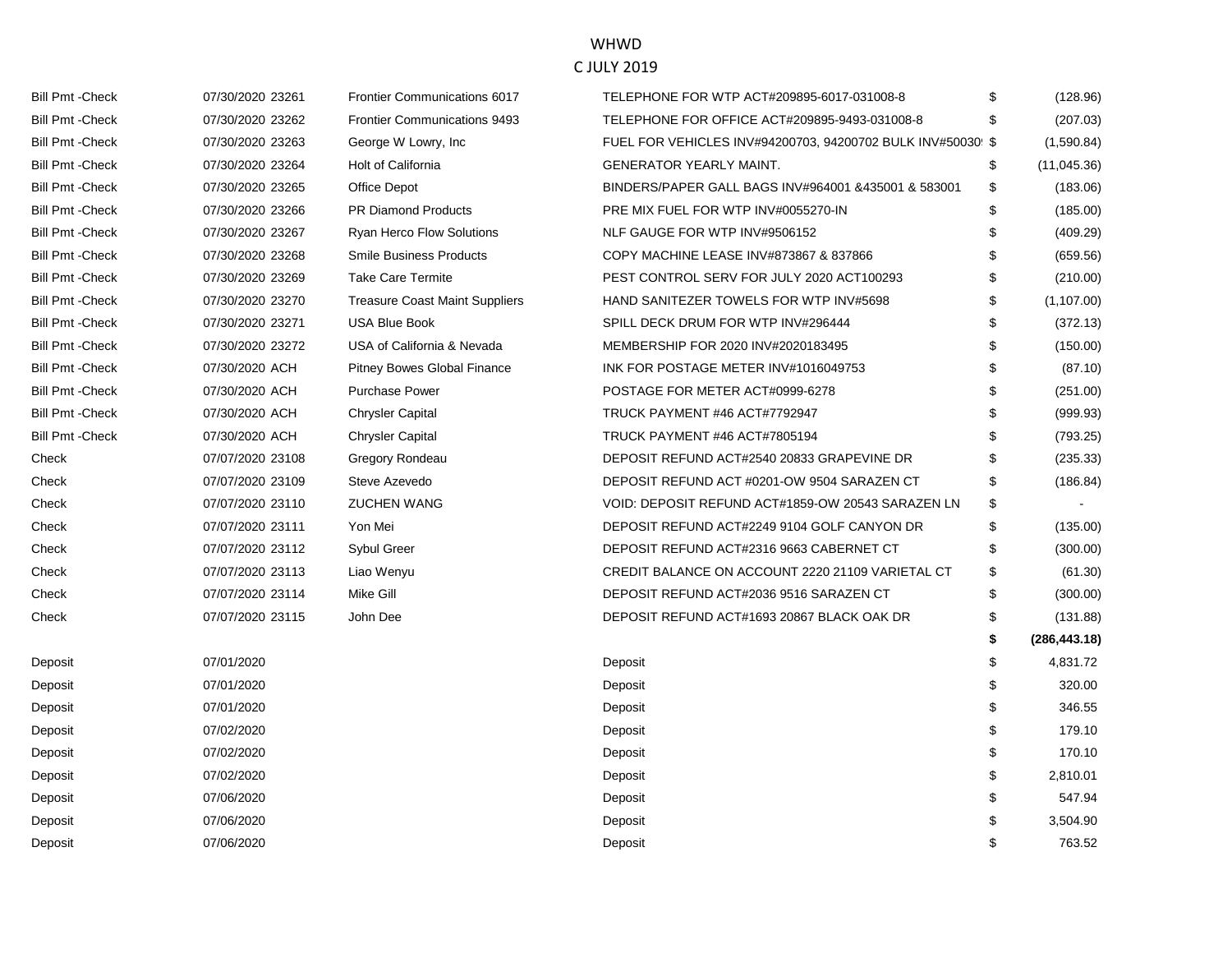WHWD

C JULY 2019

| | | | | | |
|---|---|---|---|---|---|
| Bill Pmt -Check | 07/30/2020 23261 | Frontier Communications 6017 | TELEPHONE FOR WTP ACT#209895-6017-031008-8 | $ | (128.96) |
| Bill Pmt -Check | 07/30/2020 23262 | Frontier Communications 9493 | TELEPHONE FOR OFFICE ACT#209895-9493-031008-8 | $ | (207.03) |
| Bill Pmt -Check | 07/30/2020 23263 | George W Lowry, Inc | FUEL FOR VEHICLES INV#94200703, 94200702 BULK INV#50030 | $ | (1,590.84) |
| Bill Pmt -Check | 07/30/2020 23264 | Holt of California | GENERATOR YEARLY MAINT. | $ | (11,045.36) |
| Bill Pmt -Check | 07/30/2020 23265 | Office Depot | BINDERS/PAPER GALL BAGS INV#964001 &435001 & 583001 | $ | (183.06) |
| Bill Pmt -Check | 07/30/2020 23266 | PR Diamond Products | PRE MIX FUEL FOR WTP INV#0055270-IN | $ | (185.00) |
| Bill Pmt -Check | 07/30/2020 23267 | Ryan Herco Flow Solutions | NLF GAUGE FOR WTP INV#9506152 | $ | (409.29) |
| Bill Pmt -Check | 07/30/2020 23268 | Smile Business Products | COPY MACHINE LEASE INV#873867 & 837866 | $ | (659.56) |
| Bill Pmt -Check | 07/30/2020 23269 | Take Care Termite | PEST CONTROL SERV FOR JULY 2020 ACT100293 | $ | (210.00) |
| Bill Pmt -Check | 07/30/2020 23270 | Treasure Coast Maint Suppliers | HAND SANITEZER TOWELS FOR WTP INV#5698 | $ | (1,107.00) |
| Bill Pmt -Check | 07/30/2020 23271 | USA Blue Book | SPILL DECK DRUM FOR WTP INV#296444 | $ | (372.13) |
| Bill Pmt -Check | 07/30/2020 23272 | USA of California & Nevada | MEMBERSHIP FOR 2020 INV#2020183495 | $ | (150.00) |
| Bill Pmt -Check | 07/30/2020 ACH | Pitney Bowes Global Finance | INK FOR POSTAGE METER INV#1016049753 | $ | (87.10) |
| Bill Pmt -Check | 07/30/2020 ACH | Purchase Power | POSTAGE FOR METER ACT#0999-6278 | $ | (251.00) |
| Bill Pmt -Check | 07/30/2020 ACH | Chrysler Capital | TRUCK PAYMENT #46 ACT#7792947 | $ | (999.93) |
| Bill Pmt -Check | 07/30/2020 ACH | Chrysler Capital | TRUCK PAYMENT #46 ACT#7805194 | $ | (793.25) |
| Check | 07/07/2020 23108 | Gregory Rondeau | DEPOSIT REFUND ACT#2540 20833 GRAPEVINE DR | $ | (235.33) |
| Check | 07/07/2020 23109 | Steve Azevedo | DEPOSIT REFUND ACT #0201-OW 9504 SARAZEN CT | $ | (186.84) |
| Check | 07/07/2020 23110 | ZUCHEN WANG | VOID: DEPOSIT REFUND ACT#1859-OW 20543 SARAZEN LN | $ | - |
| Check | 07/07/2020 23111 | Yon Mei | DEPOSIT REFUND ACT#2249 9104 GOLF CANYON DR | $ | (135.00) |
| Check | 07/07/2020 23112 | Sybul Greer | DEPOSIT REFUND ACT#2316 9663 CABERNET CT | $ | (300.00) |
| Check | 07/07/2020 23113 | Liao Wenyu | CREDIT BALANCE ON ACCOUNT 2220 21109 VARIETAL CT | $ | (61.30) |
| Check | 07/07/2020 23114 | Mike Gill | DEPOSIT REFUND ACT#2036 9516 SARAZEN CT | $ | (300.00) |
| Check | 07/07/2020 23115 | John Dee | DEPOSIT REFUND ACT#1693 20867 BLACK OAK DR | $ | (131.88) |
| | | | | **$** | **(286,443.18)** |
| Deposit | 07/01/2020 | | Deposit | $ | 4,831.72 |
| Deposit | 07/01/2020 | | Deposit | $ | 320.00 |
| Deposit | 07/01/2020 | | Deposit | $ | 346.55 |
| Deposit | 07/02/2020 | | Deposit | $ | 179.10 |
| Deposit | 07/02/2020 | | Deposit | $ | 170.10 |
| Deposit | 07/02/2020 | | Deposit | $ | 2,810.01 |
| Deposit | 07/06/2020 | | Deposit | $ | 547.94 |
| Deposit | 07/06/2020 | | Deposit | $ | 3,504.90 |
| Deposit | 07/06/2020 | | Deposit | $ | 763.52 |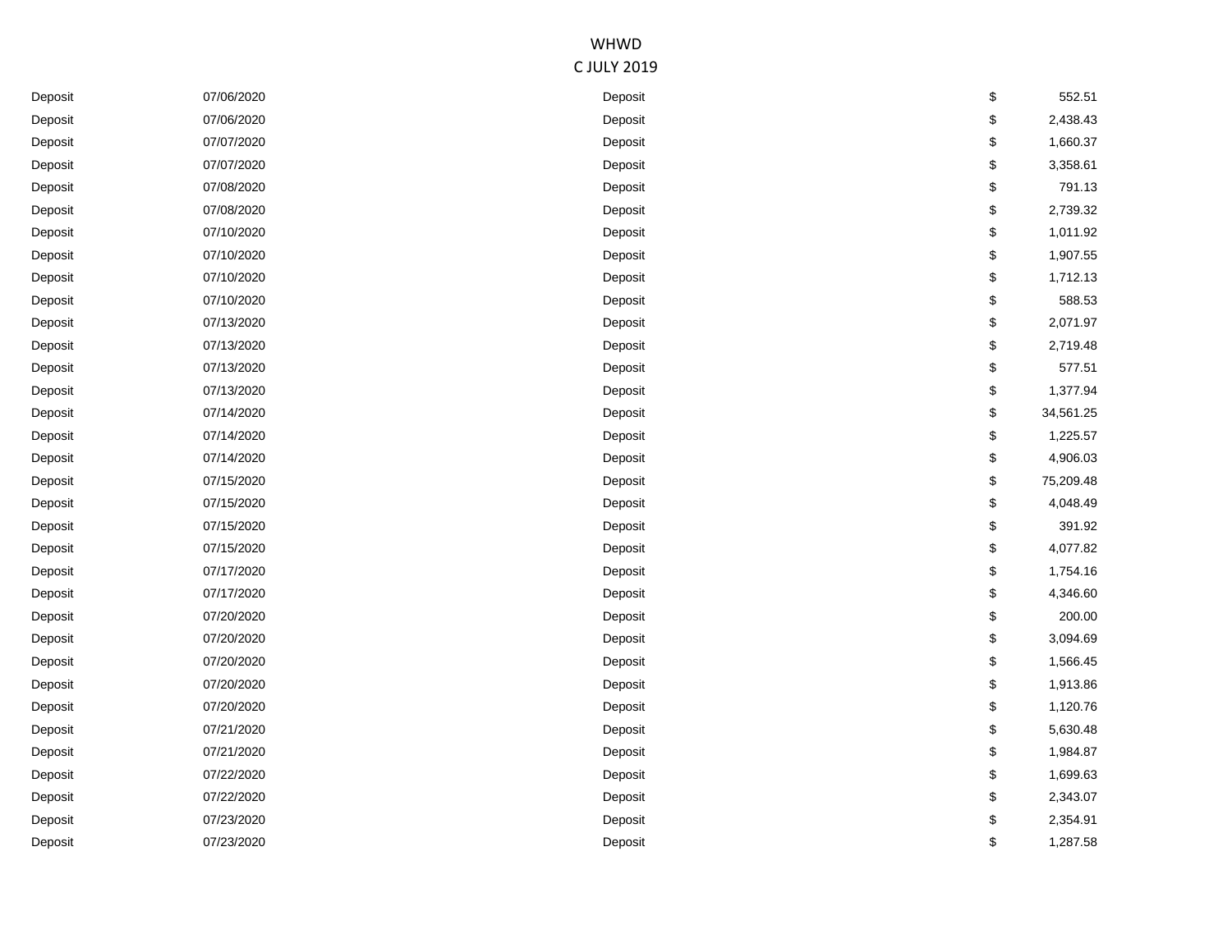WHWD

C JULY 2019

| | | | |
|---|---|---|---|
| Deposit | 07/06/2020 | Deposit | $ 552.51 |
| Deposit | 07/06/2020 | Deposit | $ 2,438.43 |
| Deposit | 07/07/2020 | Deposit | $ 1,660.37 |
| Deposit | 07/07/2020 | Deposit | $ 3,358.61 |
| Deposit | 07/08/2020 | Deposit | $ 791.13 |
| Deposit | 07/08/2020 | Deposit | $ 2,739.32 |
| Deposit | 07/10/2020 | Deposit | $ 1,011.92 |
| Deposit | 07/10/2020 | Deposit | $ 1,907.55 |
| Deposit | 07/10/2020 | Deposit | $ 1,712.13 |
| Deposit | 07/10/2020 | Deposit | $ 588.53 |
| Deposit | 07/13/2020 | Deposit | $ 2,071.97 |
| Deposit | 07/13/2020 | Deposit | $ 2,719.48 |
| Deposit | 07/13/2020 | Deposit | $ 577.51 |
| Deposit | 07/13/2020 | Deposit | $ 1,377.94 |
| Deposit | 07/14/2020 | Deposit | $ 34,561.25 |
| Deposit | 07/14/2020 | Deposit | $ 1,225.57 |
| Deposit | 07/14/2020 | Deposit | $ 4,906.03 |
| Deposit | 07/15/2020 | Deposit | $ 75,209.48 |
| Deposit | 07/15/2020 | Deposit | $ 4,048.49 |
| Deposit | 07/15/2020 | Deposit | $ 391.92 |
| Deposit | 07/15/2020 | Deposit | $ 4,077.82 |
| Deposit | 07/17/2020 | Deposit | $ 1,754.16 |
| Deposit | 07/17/2020 | Deposit | $ 4,346.60 |
| Deposit | 07/20/2020 | Deposit | $ 200.00 |
| Deposit | 07/20/2020 | Deposit | $ 3,094.69 |
| Deposit | 07/20/2020 | Deposit | $ 1,566.45 |
| Deposit | 07/20/2020 | Deposit | $ 1,913.86 |
| Deposit | 07/20/2020 | Deposit | $ 1,120.76 |
| Deposit | 07/21/2020 | Deposit | $ 5,630.48 |
| Deposit | 07/21/2020 | Deposit | $ 1,984.87 |
| Deposit | 07/22/2020 | Deposit | $ 1,699.63 |
| Deposit | 07/22/2020 | Deposit | $ 2,343.07 |
| Deposit | 07/23/2020 | Deposit | $ 2,354.91 |
| Deposit | 07/23/2020 | Deposit | $ 1,287.58 |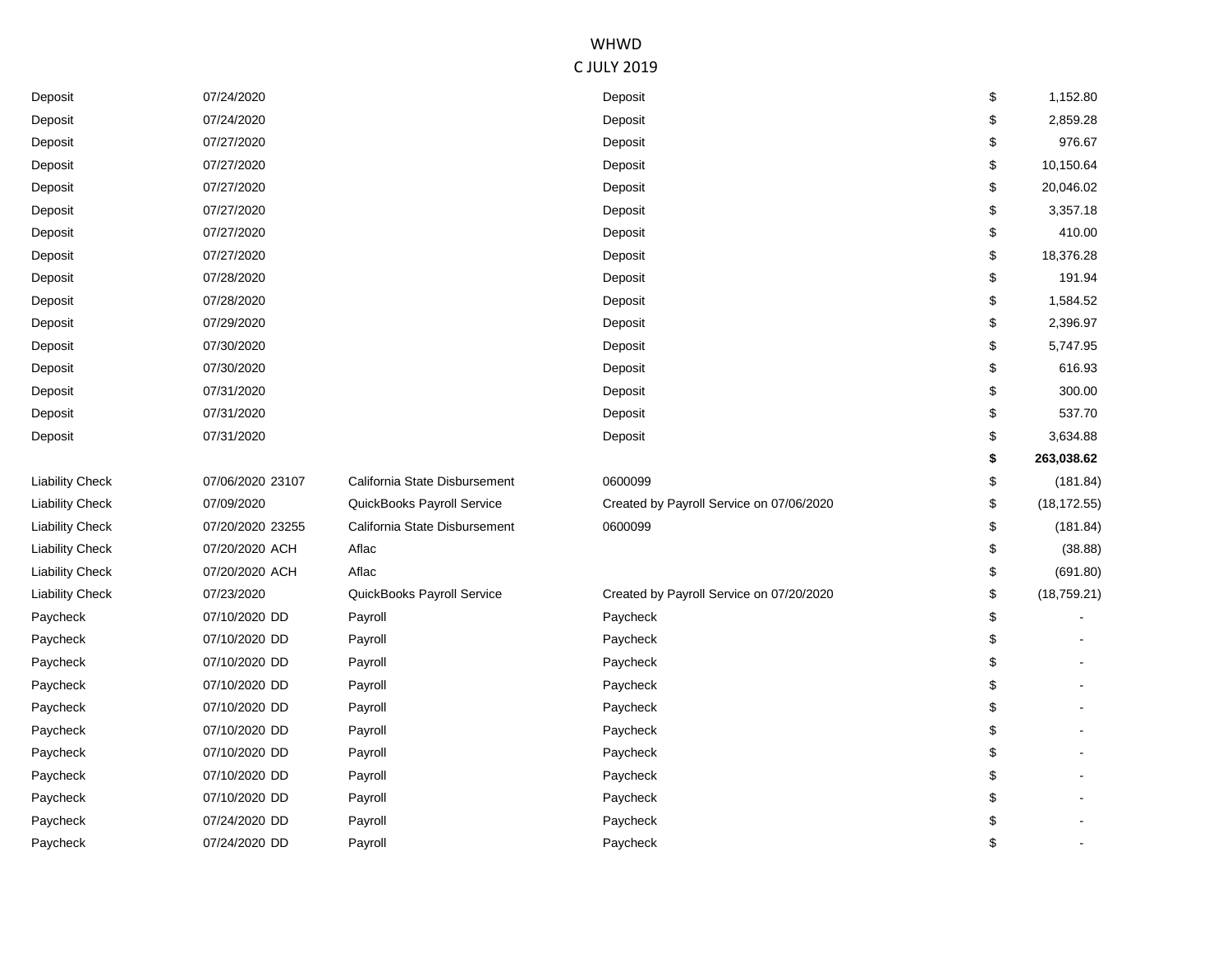WHWD

C JULY 2019

| | | | | | |
|---|---|---|---|---|---|
| Deposit | 07/24/2020 | | Deposit | $ | 1,152.80 |
| Deposit | 07/24/2020 | | Deposit | $ | 2,859.28 |
| Deposit | 07/27/2020 | | Deposit | $ | 976.67 |
| Deposit | 07/27/2020 | | Deposit | $ | 10,150.64 |
| Deposit | 07/27/2020 | | Deposit | $ | 20,046.02 |
| Deposit | 07/27/2020 | | Deposit | $ | 3,357.18 |
| Deposit | 07/27/2020 | | Deposit | $ | 410.00 |
| Deposit | 07/27/2020 | | Deposit | $ | 18,376.28 |
| Deposit | 07/28/2020 | | Deposit | $ | 191.94 |
| Deposit | 07/28/2020 | | Deposit | $ | 1,584.52 |
| Deposit | 07/29/2020 | | Deposit | $ | 2,396.97 |
| Deposit | 07/30/2020 | | Deposit | $ | 5,747.95 |
| Deposit | 07/30/2020 | | Deposit | $ | 616.93 |
| Deposit | 07/31/2020 | | Deposit | $ | 300.00 |
| Deposit | 07/31/2020 | | Deposit | $ | 537.70 |
| Deposit | 07/31/2020 | | Deposit | $ | 3,634.88 |
| | | | | **$** | **263,038.62** |
| Liability Check | 07/06/2020 23107 | California State Disbursement | 0600099 | $ | (181.84) |
| Liability Check | 07/09/2020 | QuickBooks Payroll Service | Created by Payroll Service on 07/06/2020 | $ | (18,172.55) |
| Liability Check | 07/20/2020 23255 | California State Disbursement | 0600099 | $ | (181.84) |
| Liability Check | 07/20/2020 ACH | Aflac | | $ | (38.88) |
| Liability Check | 07/20/2020 ACH | Aflac | | $ | (691.80) |
| Liability Check | 07/23/2020 | QuickBooks Payroll Service | Created by Payroll Service on 07/20/2020 | $ | (18,759.21) |
| Paycheck | 07/10/2020 DD | Payroll | Paycheck | $ | - |
| Paycheck | 07/10/2020 DD | Payroll | Paycheck | $ | - |
| Paycheck | 07/10/2020 DD | Payroll | Paycheck | $ | - |
| Paycheck | 07/10/2020 DD | Payroll | Paycheck | $ | - |
| Paycheck | 07/10/2020 DD | Payroll | Paycheck | $ | - |
| Paycheck | 07/10/2020 DD | Payroll | Paycheck | $ | - |
| Paycheck | 07/10/2020 DD | Payroll | Paycheck | $ | - |
| Paycheck | 07/10/2020 DD | Payroll | Paycheck | $ | - |
| Paycheck | 07/10/2020 DD | Payroll | Paycheck | $ | - |
| Paycheck | 07/24/2020 DD | Payroll | Paycheck | $ | - |
| Paycheck | 07/24/2020 DD | Payroll | Paycheck | $ | - |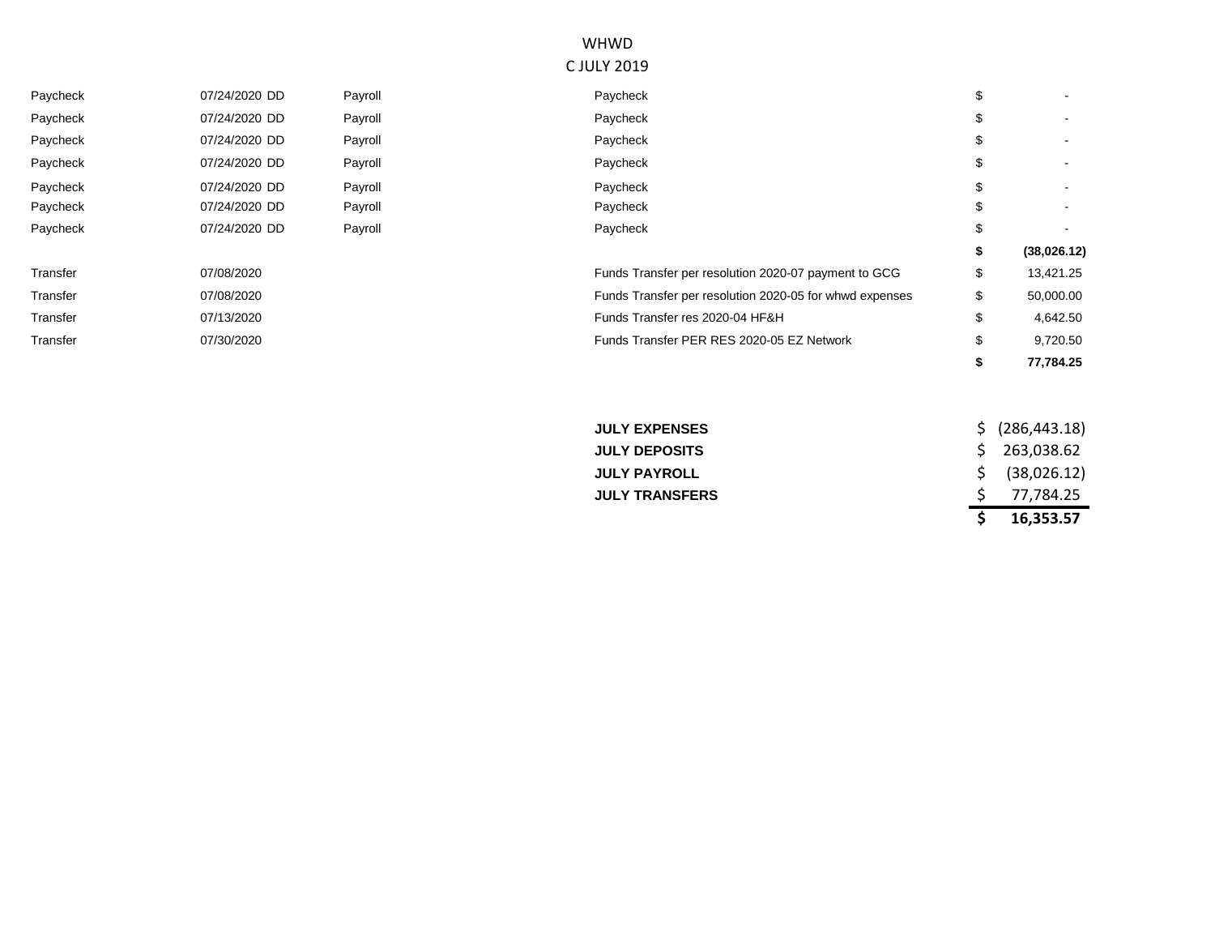WHWD

C JULY 2019

| | | | | | |
|---|---|---|---|---|---|
| Paycheck | 07/24/2020 DD | Payroll | Paycheck | $ | - |
| Paycheck | 07/24/2020 DD | Payroll | Paycheck | $ | - |
| Paycheck | 07/24/2020 DD | Payroll | Paycheck | $ | - |
| Paycheck | 07/24/2020 DD | Payroll | Paycheck | $ | - |
| Paycheck | 07/24/2020 DD | Payroll | Paycheck | $ | - |
| Paycheck | 07/24/2020 DD | Payroll | Paycheck | $ | - |
| Paycheck | 07/24/2020 DD | Payroll | Paycheck | $ | - |
| | | | | **$** | **(38,026.12)** |
| Transfer | 07/08/2020 | | Funds Transfer per resolution 2020-07 payment to GCG | $ | 13,421.25 |
| Transfer | 07/08/2020 | | Funds Transfer per resolution 2020-05 for whwd expenses | $ | 50,000.00 |
| Transfer | 07/13/2020 | | Funds Transfer res 2020-04 HF&H | $ | 4,642.50 |
| Transfer | 07/30/2020 | | Funds Transfer PER RES 2020-05 EZ Network | $ | 9,720.50 |
| | | | | **$** | **77,784.25** |

| | | |
|---|---|---|
| **JULY EXPENSES** | $ | (286,443.18) |
| **JULY DEPOSITS** | $ | 263,038.62 |
| **JULY PAYROLL** | $ | (38,026.12) |
| **JULY TRANSFERS** | $ | 77,784.25 |
| | **$** | **16,353.57** |